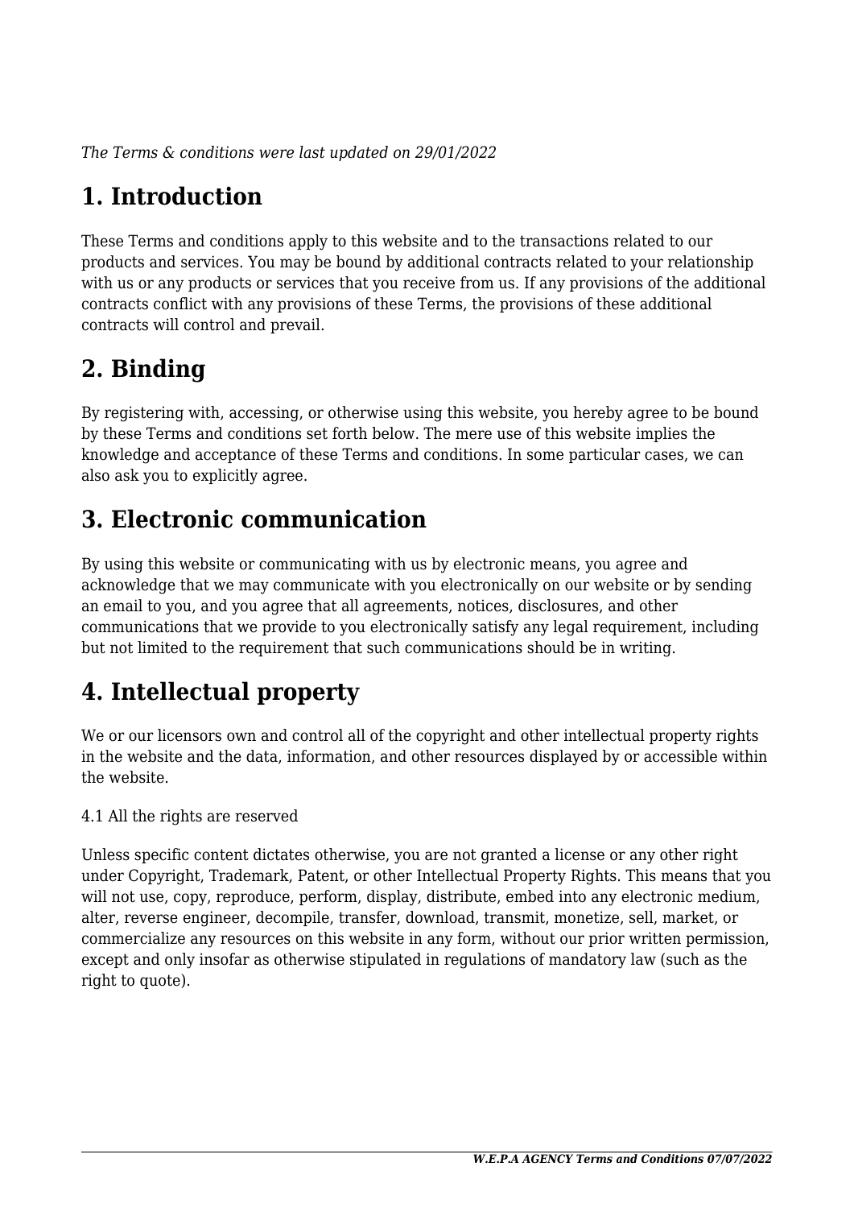*The Terms & conditions were last updated on 29/01/2022*

# 1. Introduction

These Terms and conditions apply to this website and to the transactions related to our products and services. You may be bound by additional contracts related to your relationship with us or any products or services that you receive from us. If any provisions of the additional contracts conflict with any provisions of these Terms, the provisions of these additional contracts will control and prevail.

# 2. Binding

By registering with, accessing, or otherwise using this website, you hereby agree to be bound by these Terms and conditions set forth below. The mere use of this website implies the knowledge and acceptance of these Terms and conditions. In some particular cases, we can also ask you to explicitly agree.

# 3. Electronic communication

By using this website or communicating with us by electronic means, you agree and acknowledge that we may communicate with you electronically on our website or by sending an email to you, and you agree that all agreements, notices, disclosures, and other communications that we provide to you electronically satisfy any legal requirement, including but not limited to the requirement that such communications should be in writing.

# 4. Intellectual property

We or our licensors own and control all of the copyright and other intellectual property rights in the website and the data, information, and other resources displayed by or accessible within the website.

4.1 All the rights are reserved

Unless specific content dictates otherwise, you are not granted a license or any other right under Copyright, Trademark, Patent, or other Intellectual Property Rights. This means that you will not use, copy, reproduce, perform, display, distribute, embed into any electronic medium, alter, reverse engineer, decompile, transfer, download, transmit, monetize, sell, market, or commercialize any resources on this website in any form, without our prior written permission, except and only insofar as otherwise stipulated in regulations of mandatory law (such as the right to quote).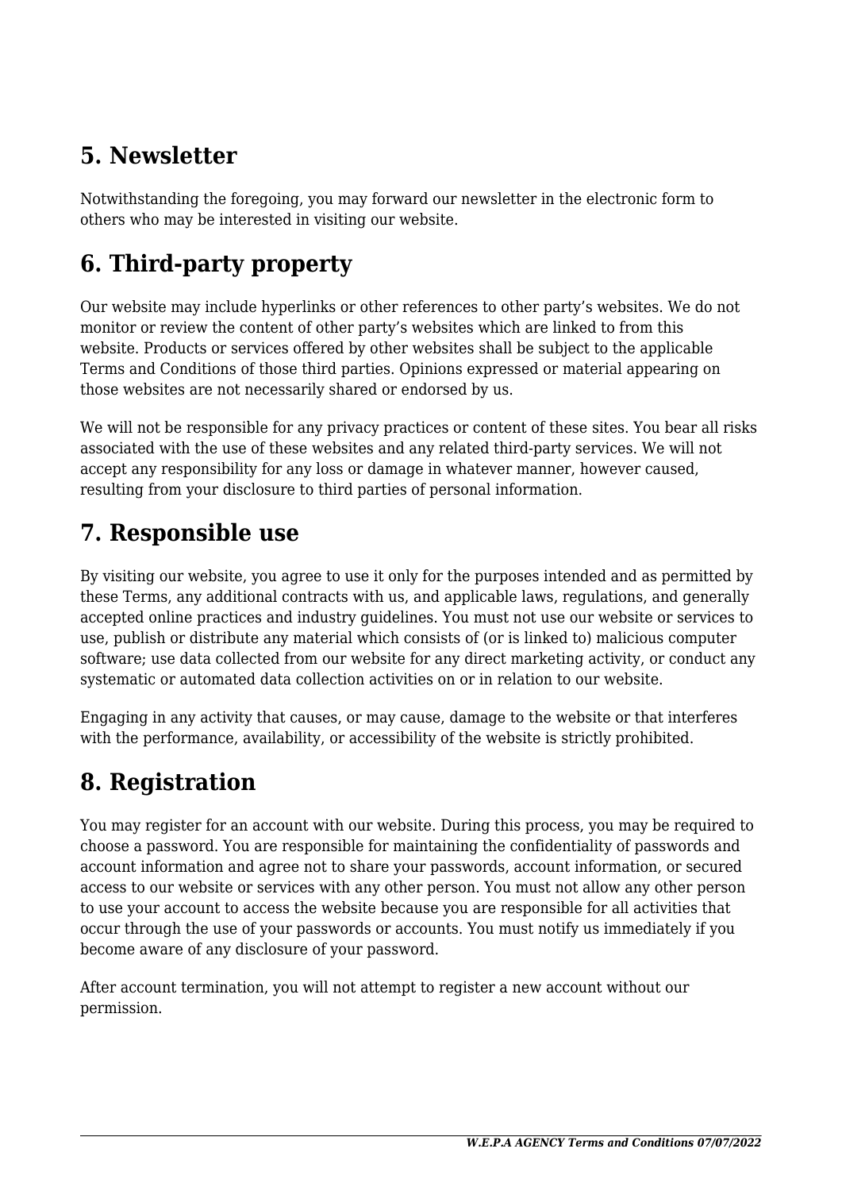## 5. Newsletter

Notwithstanding the foregoing, you may forward our newsletter in the electronic form to others who may be interested in visiting our website.

## 6. Third-party property

Our website may include hyperlinks or other references to other party's websites. We do not monitor or review the content of other party's websites which are linked to from this website. Products or services offered by other websites shall be subject to the applicable Terms and Conditions of those third parties. Opinions expressed or material appearing on those websites are not necessarily shared or endorsed by us.

We will not be responsible for any privacy practices or content of these sites. You bear all risks associated with the use of these websites and any related third-party services. We will not accept any responsibility for any loss or damage in whatever manner, however caused, resulting from your disclosure to third parties of personal information.

## 7. Responsible use

By visiting our website, you agree to use it only for the purposes intended and as permitted by these Terms, any additional contracts with us, and applicable laws, regulations, and generally accepted online practices and industry guidelines. You must not use our website or services to use, publish or distribute any material which consists of (or is linked to) malicious computer software; use data collected from our website for any direct marketing activity, or conduct any systematic or automated data collection activities on or in relation to our website.

Engaging in any activity that causes, or may cause, damage to the website or that interferes with the performance, availability, or accessibility of the website is strictly prohibited.

## 8. Registration

You may register for an account with our website. During this process, you may be required to choose a password. You are responsible for maintaining the confidentiality of passwords and account information and agree not to share your passwords, account information, or secured access to our website or services with any other person. You must not allow any other person to use your account to access the website because you are responsible for all activities that occur through the use of your passwords or accounts. You must notify us immediately if you become aware of any disclosure of your password.

After account termination, you will not attempt to register a new account without our permission.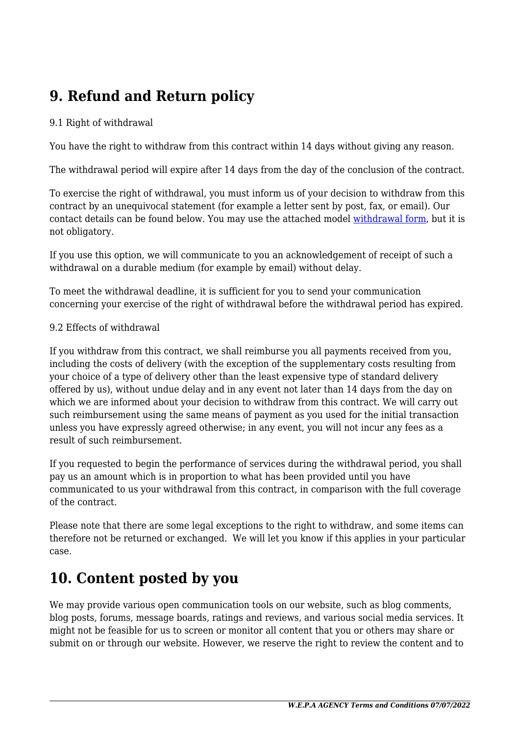## 9. Refund and Return policy

9.1 Right of withdrawal

You have the right to withdraw from this contract within 14 days without giving any reason.

The withdrawal period will expire after 14 days from the day of the conclusion of the contract.

To exercise the right of withdrawal, you must inform us of your decision to withdraw from this contract by an unequivocal statement (for example a letter sent by post, fax, or email). Our contact details can be found below. You may use the attached model [withdrawal form](), but it is not obligatory.

If you use this option, we will communicate to you an acknowledgement of receipt of such a withdrawal on a durable medium (for example by email) without delay.

To meet the withdrawal deadline, it is sufficient for you to send your communication concerning your exercise of the right of withdrawal before the withdrawal period has expired.

9.2 Effects of withdrawal

If you withdraw from this contract, we shall reimburse you all payments received from you, including the costs of delivery (with the exception of the supplementary costs resulting from your choice of a type of delivery other than the least expensive type of standard delivery offered by us), without undue delay and in any event not later than 14 days from the day on which we are informed about your decision to withdraw from this contract. We will carry out such reimbursement using the same means of payment as you used for the initial transaction unless you have expressly agreed otherwise; in any event, you will not incur any fees as a result of such reimbursement.

If you requested to begin the performance of services during the withdrawal period, you shall pay us an amount which is in proportion to what has been provided until you have communicated to us your withdrawal from this contract, in comparison with the full coverage of the contract.

Please note that there are some legal exceptions to the right to withdraw, and some items can therefore not be returned or exchanged. We will let you know if this applies in your particular case.

## 10. Content posted by you

We may provide various open communication tools on our website, such as blog comments, blog posts, forums, message boards, ratings and reviews, and various social media services. It might not be feasible for us to screen or monitor all content that you or others may share or submit on or through our website. However, we reserve the right to review the content and to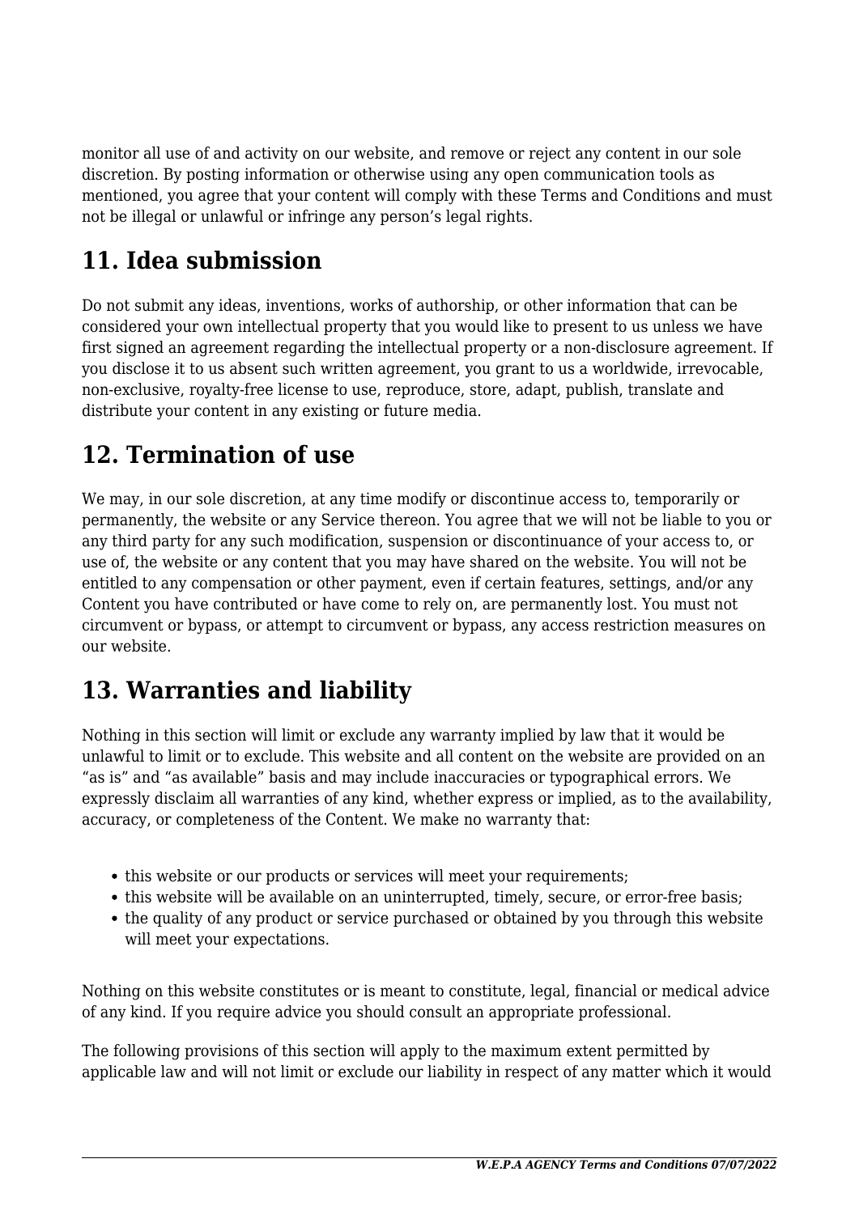monitor all use of and activity on our website, and remove or reject any content in our sole discretion. By posting information or otherwise using any open communication tools as mentioned, you agree that your content will comply with these Terms and Conditions and must not be illegal or unlawful or infringe any person's legal rights.

## 11. Idea submission

Do not submit any ideas, inventions, works of authorship, or other information that can be considered your own intellectual property that you would like to present to us unless we have first signed an agreement regarding the intellectual property or a non-disclosure agreement. If you disclose it to us absent such written agreement, you grant to us a worldwide, irrevocable, non-exclusive, royalty-free license to use, reproduce, store, adapt, publish, translate and distribute your content in any existing or future media.

## 12. Termination of use

We may, in our sole discretion, at any time modify or discontinue access to, temporarily or permanently, the website or any Service thereon. You agree that we will not be liable to you or any third party for any such modification, suspension or discontinuance of your access to, or use of, the website or any content that you may have shared on the website. You will not be entitled to any compensation or other payment, even if certain features, settings, and/or any Content you have contributed or have come to rely on, are permanently lost. You must not circumvent or bypass, or attempt to circumvent or bypass, any access restriction measures on our website.

## 13. Warranties and liability

Nothing in this section will limit or exclude any warranty implied by law that it would be unlawful to limit or to exclude. This website and all content on the website are provided on an "as is" and "as available" basis and may include inaccuracies or typographical errors. We expressly disclaim all warranties of any kind, whether express or implied, as to the availability, accuracy, or completeness of the Content. We make no warranty that:

- this website or our products or services will meet your requirements;
- this website will be available on an uninterrupted, timely, secure, or error-free basis;
- the quality of any product or service purchased or obtained by you through this website will meet your expectations.

Nothing on this website constitutes or is meant to constitute, legal, financial or medical advice of any kind. If you require advice you should consult an appropriate professional.

The following provisions of this section will apply to the maximum extent permitted by applicable law and will not limit or exclude our liability in respect of any matter which it would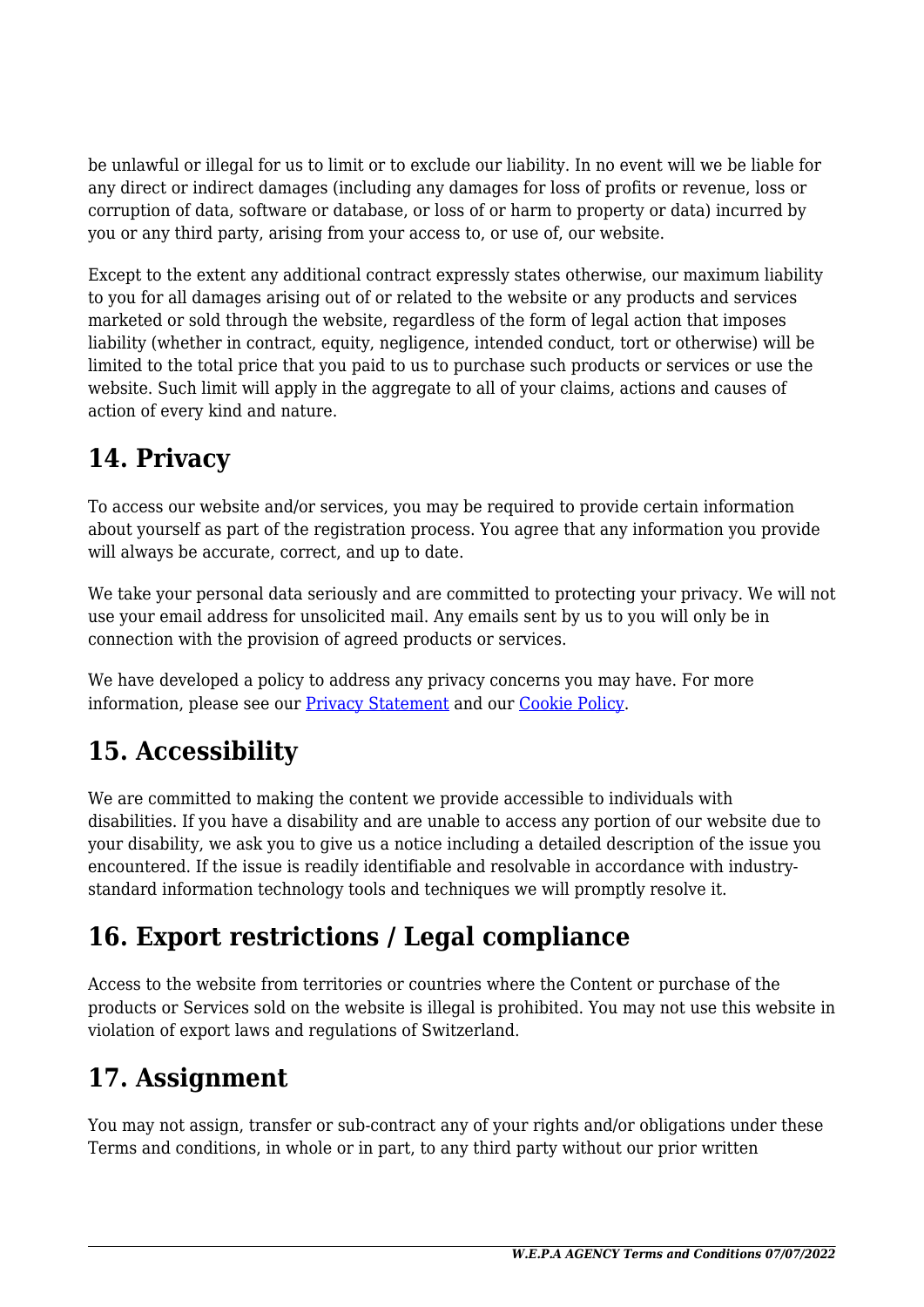be unlawful or illegal for us to limit or to exclude our liability. In no event will we be liable for any direct or indirect damages (including any damages for loss of profits or revenue, loss or corruption of data, software or database, or loss of or harm to property or data) incurred by you or any third party, arising from your access to, or use of, our website.

Except to the extent any additional contract expressly states otherwise, our maximum liability to you for all damages arising out of or related to the website or any products and services marketed or sold through the website, regardless of the form of legal action that imposes liability (whether in contract, equity, negligence, intended conduct, tort or otherwise) will be limited to the total price that you paid to us to purchase such products or services or use the website. Such limit will apply in the aggregate to all of your claims, actions and causes of action of every kind and nature.

## 14. Privacy

To access our website and/or services, you may be required to provide certain information about yourself as part of the registration process. You agree that any information you provide will always be accurate, correct, and up to date.

We take your personal data seriously and are committed to protecting your privacy. We will not use your email address for unsolicited mail. Any emails sent by us to you will only be in connection with the provision of agreed products or services.

We have developed a policy to address any privacy concerns you may have. For more information, please see our [Privacy Statement] and our [Cookie Policy].

## 15. Accessibility

We are committed to making the content we provide accessible to individuals with disabilities. If you have a disability and are unable to access any portion of our website due to your disability, we ask you to give us a notice including a detailed description of the issue you encountered. If the issue is readily identifiable and resolvable in accordance with industry-standard information technology tools and techniques we will promptly resolve it.

## 16. Export restrictions / Legal compliance

Access to the website from territories or countries where the Content or purchase of the products or Services sold on the website is illegal is prohibited. You may not use this website in violation of export laws and regulations of Switzerland.

## 17. Assignment

You may not assign, transfer or sub-contract any of your rights and/or obligations under these Terms and conditions, in whole or in part, to any third party without our prior written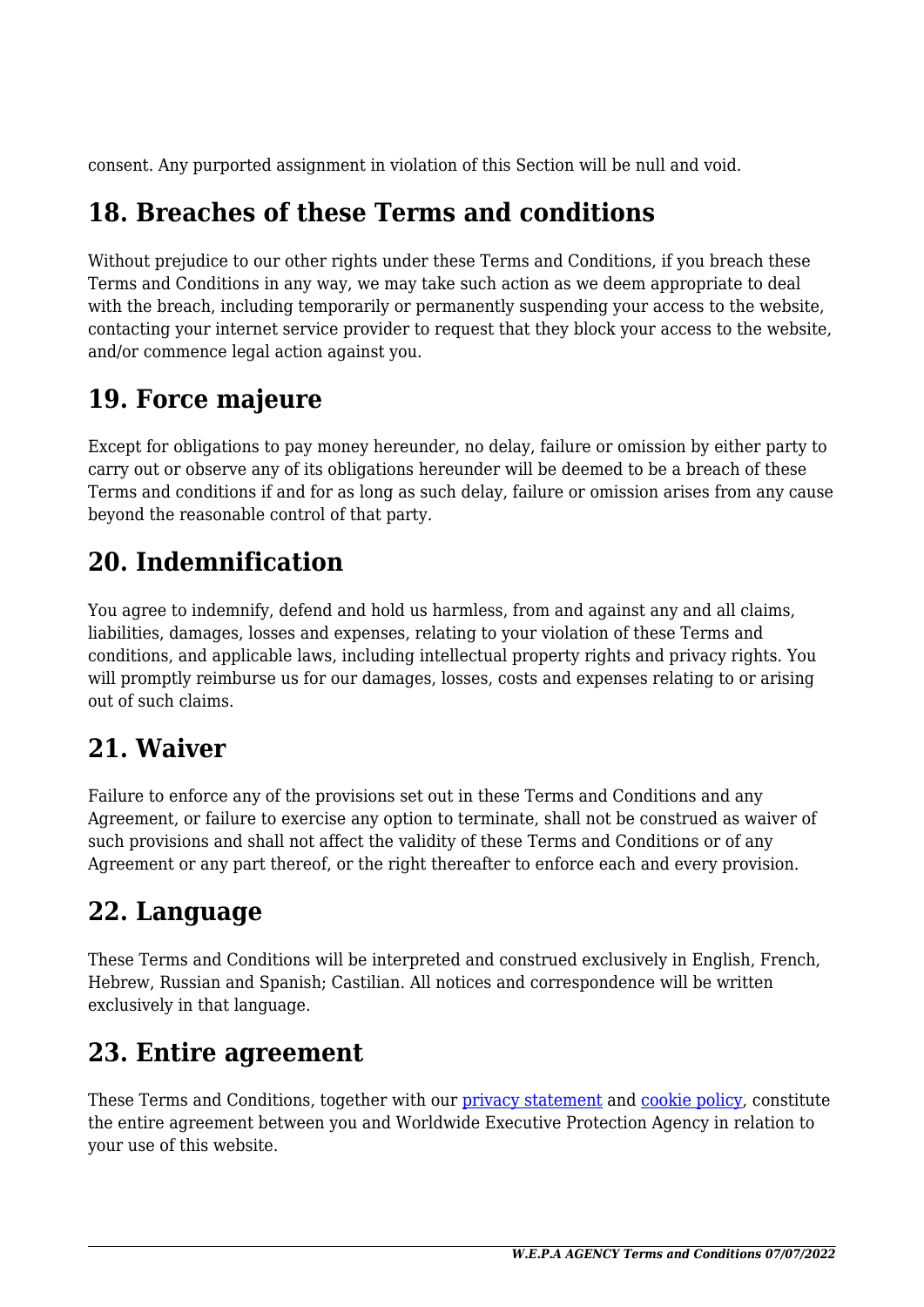consent. Any purported assignment in violation of this Section will be null and void.

## 18. Breaches of these Terms and conditions

Without prejudice to our other rights under these Terms and Conditions, if you breach these Terms and Conditions in any way, we may take such action as we deem appropriate to deal with the breach, including temporarily or permanently suspending your access to the website, contacting your internet service provider to request that they block your access to the website, and/or commence legal action against you.

## 19. Force majeure

Except for obligations to pay money hereunder, no delay, failure or omission by either party to carry out or observe any of its obligations hereunder will be deemed to be a breach of these Terms and conditions if and for as long as such delay, failure or omission arises from any cause beyond the reasonable control of that party.

## 20. Indemnification

You agree to indemnify, defend and hold us harmless, from and against any and all claims, liabilities, damages, losses and expenses, relating to your violation of these Terms and conditions, and applicable laws, including intellectual property rights and privacy rights. You will promptly reimburse us for our damages, losses, costs and expenses relating to or arising out of such claims.

## 21. Waiver

Failure to enforce any of the provisions set out in these Terms and Conditions and any Agreement, or failure to exercise any option to terminate, shall not be construed as waiver of such provisions and shall not affect the validity of these Terms and Conditions or of any Agreement or any part thereof, or the right thereafter to enforce each and every provision.

## 22. Language

These Terms and Conditions will be interpreted and construed exclusively in English, French, Hebrew, Russian and Spanish; Castilian. All notices and correspondence will be written exclusively in that language.

## 23. Entire agreement

These Terms and Conditions, together with our [privacy statement]() and [cookie policy](), constitute the entire agreement between you and Worldwide Executive Protection Agency in relation to your use of this website.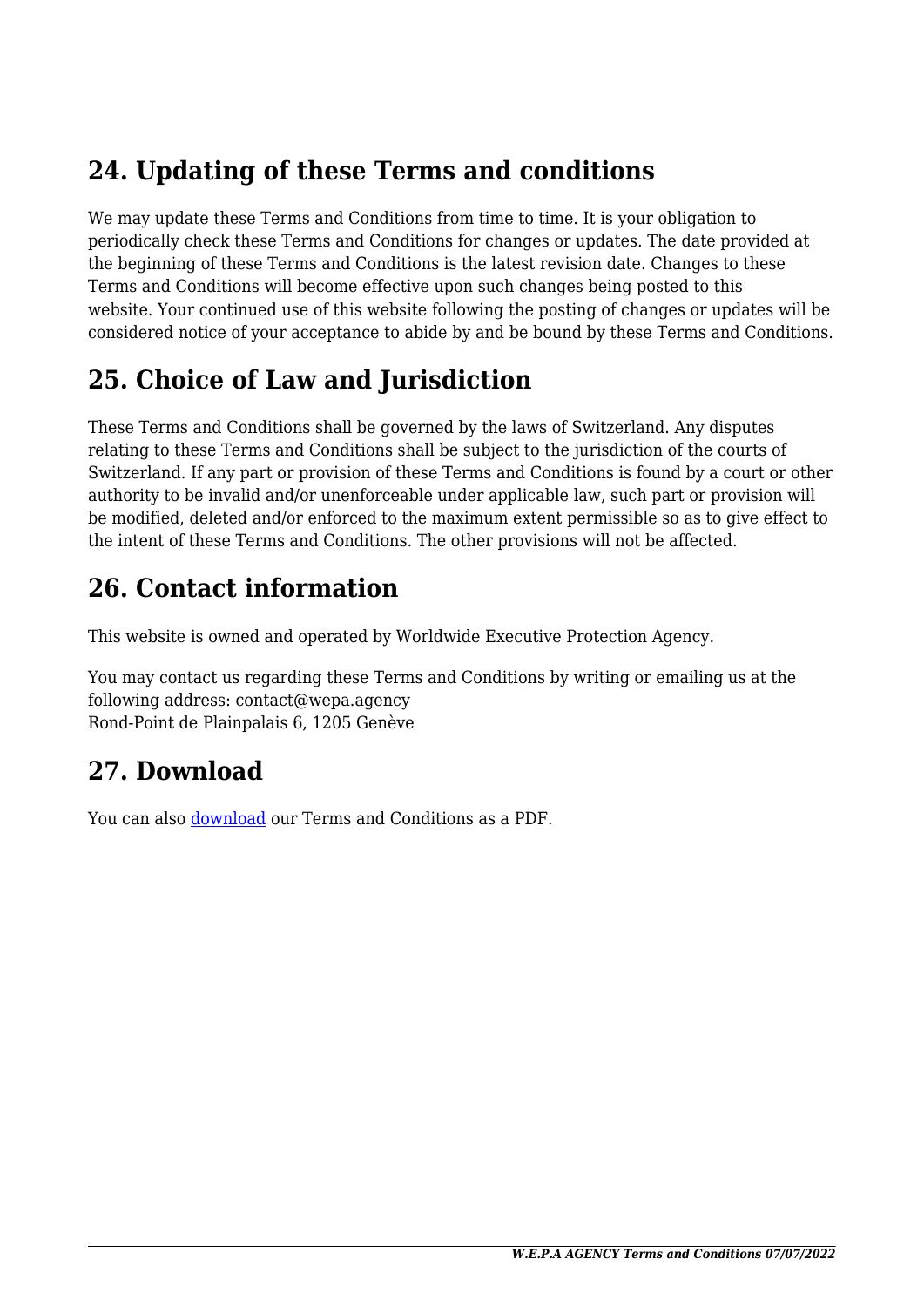## 24. Updating of these Terms and conditions

We may update these Terms and Conditions from time to time. It is your obligation to periodically check these Terms and Conditions for changes or updates. The date provided at the beginning of these Terms and Conditions is the latest revision date. Changes to these Terms and Conditions will become effective upon such changes being posted to this website. Your continued use of this website following the posting of changes or updates will be considered notice of your acceptance to abide by and be bound by these Terms and Conditions.

## 25. Choice of Law and Jurisdiction

These Terms and Conditions shall be governed by the laws of Switzerland. Any disputes relating to these Terms and Conditions shall be subject to the jurisdiction of the courts of Switzerland. If any part or provision of these Terms and Conditions is found by a court or other authority to be invalid and/or unenforceable under applicable law, such part or provision will be modified, deleted and/or enforced to the maximum extent permissible so as to give effect to the intent of these Terms and Conditions. The other provisions will not be affected.

## 26. Contact information

This website is owned and operated by Worldwide Executive Protection Agency.

You may contact us regarding these Terms and Conditions by writing or emailing us at the following address: contact@wepa.agency
Rond-Point de Plainpalais 6, 1205 Genève

## 27. Download

You can also download our Terms and Conditions as a PDF.